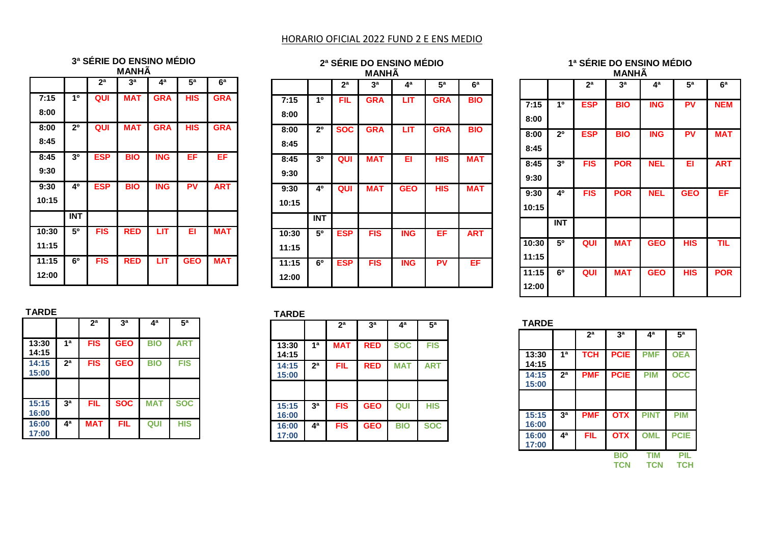# HORARIO OFICIAL 2022 FUND 2 E ENS MEDIO

## 3ª SÉRIE DO ENSINO MÉDIO

### MANHÃ

| | | 2ª | 3ª | 4ª | 5ª | 6ª |
|---|---|---|---|---|---|---|
| 7:15 8:00 | 1º | QUI | MAT | GRA | HIS | GRA |
| 8:00 8:45 | 2º | QUI | MAT | GRA | HIS | GRA |
| 8:45 9:30 | 3º | ESP | BIO | ING | EF | EF |
| 9:30 10:15 | 4º | ESP | BIO | ING | PV | ART |
| | INT | | | | | |
| 10:30 11:15 | 5º | FIS | RED | LIT | EI | MAT |
| 11:15 12:00 | 6º | FIS | RED | LIT | GEO | MAT |

### TARDE

| | | 2ª | 3ª | 4ª | 5ª |
|---|---|---|---|---|---|
| 13:30 14:15 | 1ª | FIS | GEO | BIO | ART |
| 14:15 15:00 | 2ª | FIS | GEO | BIO | FIS |
| | | | | | |
| 15:15 16:00 | 3ª | FIL | SOC | MAT | SOC |
| 16:00 17:00 | 4ª | MAT | FIL | QUI | HIS |

## 2ª SÉRIE DO ENSINO MÉDIO

### MANHÃ

| | | 2ª | 3ª | 4ª | 5ª | 6ª |
|---|---|---|---|---|---|---|
| 7:15 8:00 | 1º | FIL | GRA | LIT | GRA | BIO |
| 8:00 8:45 | 2º | SOC | GRA | LIT | GRA | BIO |
| 8:45 9:30 | 3º | QUI | MAT | EI | HIS | MAT |
| 9:30 10:15 | 4º | QUI | MAT | GEO | HIS | MAT |
| | INT | | | | | |
| 10:30 11:15 | 5º | ESP | FIS | ING | EF | ART |
| 11:15 12:00 | 6º | ESP | FIS | ING | PV | EF |

### TARDE

| | | 2ª | 3ª | 4ª | 5ª |
|---|---|---|---|---|---|
| 13:30 14:15 | 1ª | MAT | RED | SOC | FIS |
| 14:15 15:00 | 2ª | FIL | RED | MAT | ART |
| | | | | | |
| 15:15 16:00 | 3ª | FIS | GEO | QUI | HIS |
| 16:00 17:00 | 4ª | FIS | GEO | BIO | SOC |

## 1ª SÉRIE DO ENSINO MÉDIO

### MANHÃ

| | | 2ª | 3ª | 4ª | 5ª | 6ª |
|---|---|---|---|---|---|---|
| 7:15 8:00 | 1º | ESP | BIO | ING | PV | NEM |
| 8:00 8:45 | 2º | ESP | BIO | ING | PV | MAT |
| 8:45 9:30 | 3º | FIS | POR | NEL | EI | ART |
| 9:30 10:15 | 4º | FIS | POR | NEL | GEO | EF |
| | INT | | | | | |
| 10:30 11:15 | 5º | QUI | MAT | GEO | HIS | TIL |
| 11:15 12:00 | 6º | QUI | MAT | GEO | HIS | POR |

### TARDE

| | | 2ª | 3ª | 4ª | 5ª |
|---|---|---|---|---|---|
| 13:30 14:15 | 1ª | TCH | PCIE | PMF | OEA |
| 14:15 15:00 | 2ª | PMF | PCIE | PIM | OCC |
| | | | | | |
| 15:15 16:00 | 3ª | PMF | OTX | PINT | PIM |
| 16:00 17:00 | 4ª | FIL | OTX | OML | PCIE |
| | | | BIO TCN | TIM TCN | PIL TCH |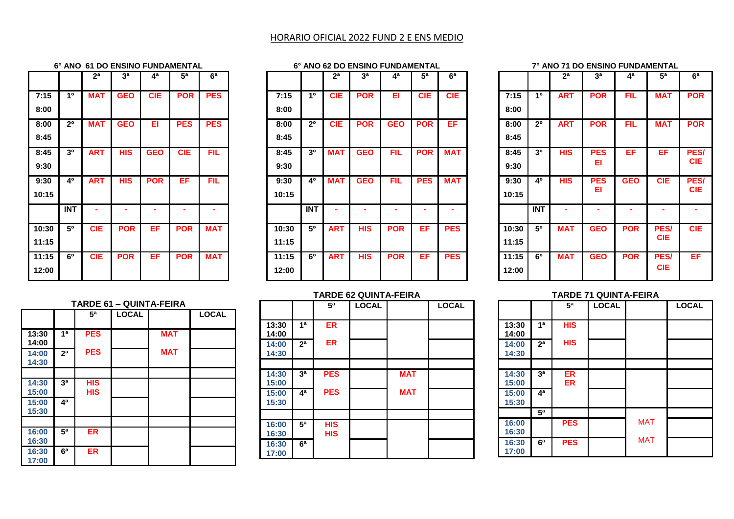# HORARIO OFICIAL 2022 FUND 2 E ENS MEDIO

### 6° ANO 61 DO ENSINO FUNDAMENTAL

| | | 2ª | 3ª | 4ª | 5ª | 6ª |
|---|---|---|---|---|---|---|
| 7:15 8:00 | 1º | MAT | GEO | CIE | POR | PES |
| 8:00 8:45 | 2º | MAT | GEO | EI | PES | PES |
| 8:45 9:30 | 3º | ART | HIS | GEO | CIE | FIL |
| 9:30 10:15 | 4º | ART | HIS | POR | EF | FIL |
| | INT | - | - | - | - | - |
| 10:30 11:15 | 5º | CIE | POR | EF | POR | MAT |
| 11:15 12:00 | 6º | CIE | POR | EF | POR | MAT |

### 6° ANO 62 DO ENSINO FUNDAMENTAL

| | | 2ª | 3ª | 4ª | 5ª | 6ª |
|---|---|---|---|---|---|---|
| 7:15 8:00 | 1º | CIE | POR | EI | CIE | CIE |
| 8:00 8:45 | 2º | CIE | POR | GEO | POR | EF |
| 8:45 9:30 | 3º | MAT | GEO | FIL | POR | MAT |
| 9:30 10:15 | 4º | MAT | GEO | FIL | PES | MAT |
| | INT | - | - | - | - | - |
| 10:30 11:15 | 5º | ART | HIS | POR | EF | PES |
| 11:15 12:00 | 6º | ART | HIS | POR | EF | PES |

### 7° ANO 71 DO ENSINO FUNDAMENTAL

| | | 2ª | 3ª | 4ª | 5ª | 6ª |
|---|---|---|---|---|---|---|
| 7:15 8:00 | 1º | ART | POR | FIL | MAT | POR |
| 8:00 8:45 | 2º | ART | POR | FIL | MAT | POR |
| 8:45 9:30 | 3º | HIS | PES EI | EF | EF | PES/ CIE |
| 9:30 10:15 | 4º | HIS | PES EI | GEO | CIE | PES/ CIE |
| | INT | - | - | - | - | - |
| 10:30 11:15 | 5º | MAT | GEO | POR | PES/ CIE | CIE |
| 11:15 12:00 | 6º | MAT | GEO | POR | PES/ CIE | EF |

### TARDE 61 – QUINTA-FEIRA

| | | 5ª | LOCAL | | LOCAL |
|---|---|---|---|---|---|
| 13:30 14:00 | 1ª | PES | | MAT | |
| 14:00 14:30 | 2ª | PES | | MAT | |
| | | | | | |
| 14:30 15:00 | 3ª | HIS HIS | | | |
| 15:00 15:30 | 4ª | | | | |
| | | | | | |
| 16:00 16:30 | 5ª | ER | | | |
| 16:30 17:00 | 6ª | ER | | | |

### TARDE 62 QUINTA-FEIRA

| | | 5ª | LOCAL | | LOCAL |
|---|---|---|---|---|---|
| 13:30 14:00 | 1ª | ER | | | |
| 14:00 14:30 | 2ª | ER | | | |
| | | | | | |
| 14:30 15:00 | 3ª | PES | | MAT | |
| 15:00 15:30 | 4ª | PES | | MAT | |
| | | | | | |
| 16:00 16:30 | 5ª | HIS HIS | | | |
| 16:30 17:00 | 6ª | | | | |

### TARDE 71 QUINTA-FEIRA

| | | 5ª | LOCAL | | LOCAL |
|---|---|---|---|---|---|
| 13:30 14:00 | 1ª | HIS | | | |
| 14:00 14:30 | 2ª | HIS | | | |
| | | | | | |
| 14:30 15:00 | 3ª | ER ER | | | |
| 15:00 15:30 | 4ª | | | | |
| | 5ª | | | | |
| 16:00 16:30 | | PES | | MAT | |
| 16:30 17:00 | 6ª | PES | | MAT | |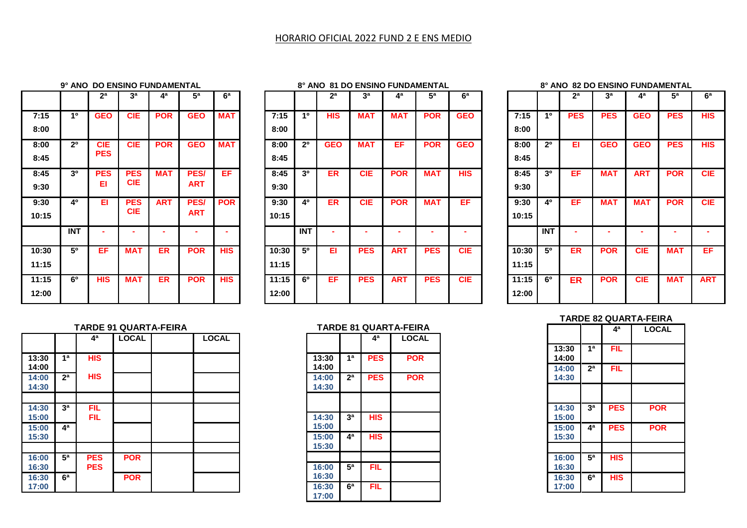## HORARIO OFICIAL 2022 FUND 2 E ENS MEDIO

### 9° ANO DO ENSINO FUNDAMENTAL

| | | 2ª | 3ª | 4ª | 5ª | 6ª |
|---|---|---|---|---|---|---|
| 7:15 8:00 | 1º | GEO | CIE | POR | GEO | MAT |
| 8:00 8:45 | 2º | CIE PES | CIE | POR | GEO | MAT |
| 8:45 9:30 | 3º | PES EI | PES CIE | MAT | PES/ ART | EF |
| 9:30 10:15 | 4º | EI | PES CIE | ART | PES/ ART | POR |
| | INT | - | - | - | - | - |
| 10:30 11:15 | 5º | EF | MAT | ER | POR | HIS |
| 11:15 12:00 | 6º | HIS | MAT | ER | POR | HIS |

### 8° ANO 81 DO ENSINO FUNDAMENTAL

| | | 2ª | 3ª | 4ª | 5ª | 6ª |
|---|---|---|---|---|---|---|
| 7:15 8:00 | 1º | HIS | MAT | MAT | POR | GEO |
| 8:00 8:45 | 2º | GEO | MAT | EF | POR | GEO |
| 8:45 9:30 | 3º | ER | CIE | POR | MAT | HIS |
| 9:30 10:15 | 4º | ER | CIE | POR | MAT | EF |
| | INT | - | - | - | - | - |
| 10:30 11:15 | 5º | EI | PES | ART | PES | CIE |
| 11:15 12:00 | 6º | EF | PES | ART | PES | CIE |

### 8° ANO 82 DO ENSINO FUNDAMENTAL

| | | 2ª | 3ª | 4ª | 5ª | 6ª |
|---|---|---|---|---|---|---|
| 7:15 8:00 | 1º | PES | PES | GEO | PES | HIS |
| 8:00 8:45 | 2º | EI | GEO | GEO | PES | HIS |
| 8:45 9:30 | 3º | EF | MAT | ART | POR | CIE |
| 9:30 10:15 | 4º | EF | MAT | MAT | POR | CIE |
| | INT | - | - | - | - | - |
| 10:30 11:15 | 5º | ER | POR | CIE | MAT | EF |
| 11:15 12:00 | 6º | ER | POR | CIE | MAT | ART |

### TARDE 91 QUARTA-FEIRA

| | | 4ª | LOCAL | | LOCAL |
|---|---|---|---|---|---|
| 13:30 14:00 | 1ª | HIS | | | |
| 14:00 14:30 | 2ª | HIS | | | |
| | | | | | |
| 14:30 15:00 | 3ª | FIL FIL | | | |
| 15:00 15:30 | 4ª | | | | |
| | | | | | |
| 16:00 16:30 | 5ª | PES PES | POR | | |
| 16:30 17:00 | 6ª | | POR | | |

### TARDE 81 QUARTA-FEIRA

| | | 4ª | LOCAL |
|---|---|---|---|
| 13:30 14:00 | 1ª | PES | POR |
| 14:00 14:30 | 2ª | PES | POR |
| | | | |
| 14:30 15:00 | 3ª | HIS | |
| 15:00 15:30 | 4ª | HIS | |
| | | | |
| 16:00 16:30 | 5ª | FIL | |
| 16:30 17:00 | 6ª | FIL | |

### TARDE 82 QUARTA-FEIRA

| | | 4ª | LOCAL |
|---|---|---|---|
| 13:30 14:00 | 1ª | FIL | |
| 14:00 14:30 | 2ª | FIL | |
| | | | |
| 14:30 15:00 | 3ª | PES | POR |
| 15:00 15:30 | 4ª | PES | POR |
| | | | |
| 16:00 16:30 | 5ª | HIS | |
| 16:30 17:00 | 6ª | HIS | |